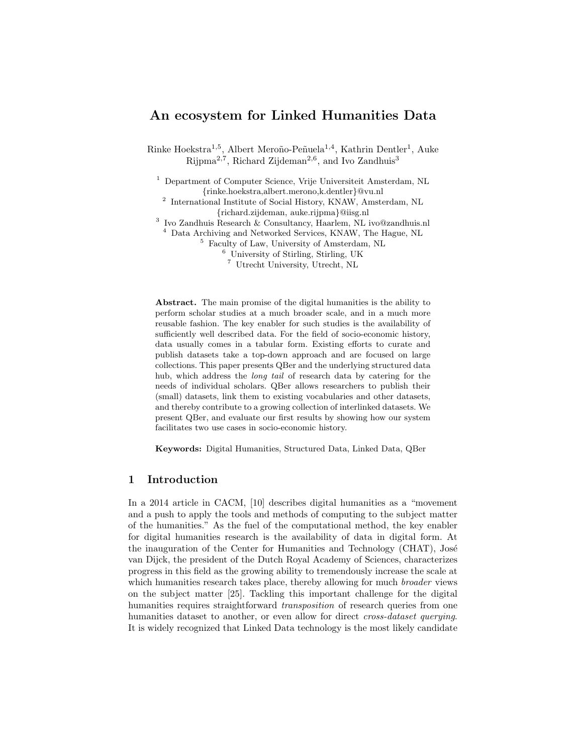# An ecosystem for Linked Humanities Data

Rinke Hoekstra[1,5], Albert Meroño-Peñuela[1,4], Kathrin Dentler[1], Auke Rijpma[2,7], Richard Zijdeman[2,6], and Ivo Zandhuis[3]

[1] Department of Computer Science, Vrije Universiteit Amsterdam, NL
{rinke.hoekstra,albert.merono,k.dentler}@vu.nl
[2] International Institute of Social History, KNAW, Amsterdam, NL
{richard.zijdeman, auke.rijpma}@iisg.nl
[3] Ivo Zandhuis Research & Consultancy, Haarlem, NL ivo@zandhuis.nl
[4] Data Archiving and Networked Services, KNAW, The Hague, NL
[5] Faculty of Law, University of Amsterdam, NL
[6] University of Stirling, Stirling, UK
[7] Utrecht University, Utrecht, NL

**Abstract.** The main promise of the digital humanities is the ability to perform scholar studies at a much broader scale, and in a much more reusable fashion. The key enabler for such studies is the availability of sufficiently well described data. For the field of socio-economic history, data usually comes in a tabular form. Existing efforts to curate and publish datasets take a top-down approach and are focused on large collections. This paper presents QBer and the underlying structured data hub, which address the *long tail* of research data by catering for the needs of individual scholars. QBer allows researchers to publish their (small) datasets, link them to existing vocabularies and other datasets, and thereby contribute to a growing collection of interlinked datasets. We present QBer, and evaluate our first results by showing how our system facilitates two use cases in socio-economic history.

**Keywords:** Digital Humanities, Structured Data, Linked Data, QBer

## 1 Introduction

In a 2014 article in CACM, [10] describes digital humanities as a "movement and a push to apply the tools and methods of computing to the subject matter of the humanities." As the fuel of the computational method, the key enabler for digital humanities research is the availability of data in digital form. At the inauguration of the Center for Humanities and Technology (CHAT), José van Dijck, the president of the Dutch Royal Academy of Sciences, characterizes progress in this field as the growing ability to tremendously increase the scale at which humanities research takes place, thereby allowing for much *broader* views on the subject matter [25]. Tackling this important challenge for the digital humanities requires straightforward *transposition* of research queries from one humanities dataset to another, or even allow for direct *cross-dataset querying*. It is widely recognized that Linked Data technology is the most likely candidate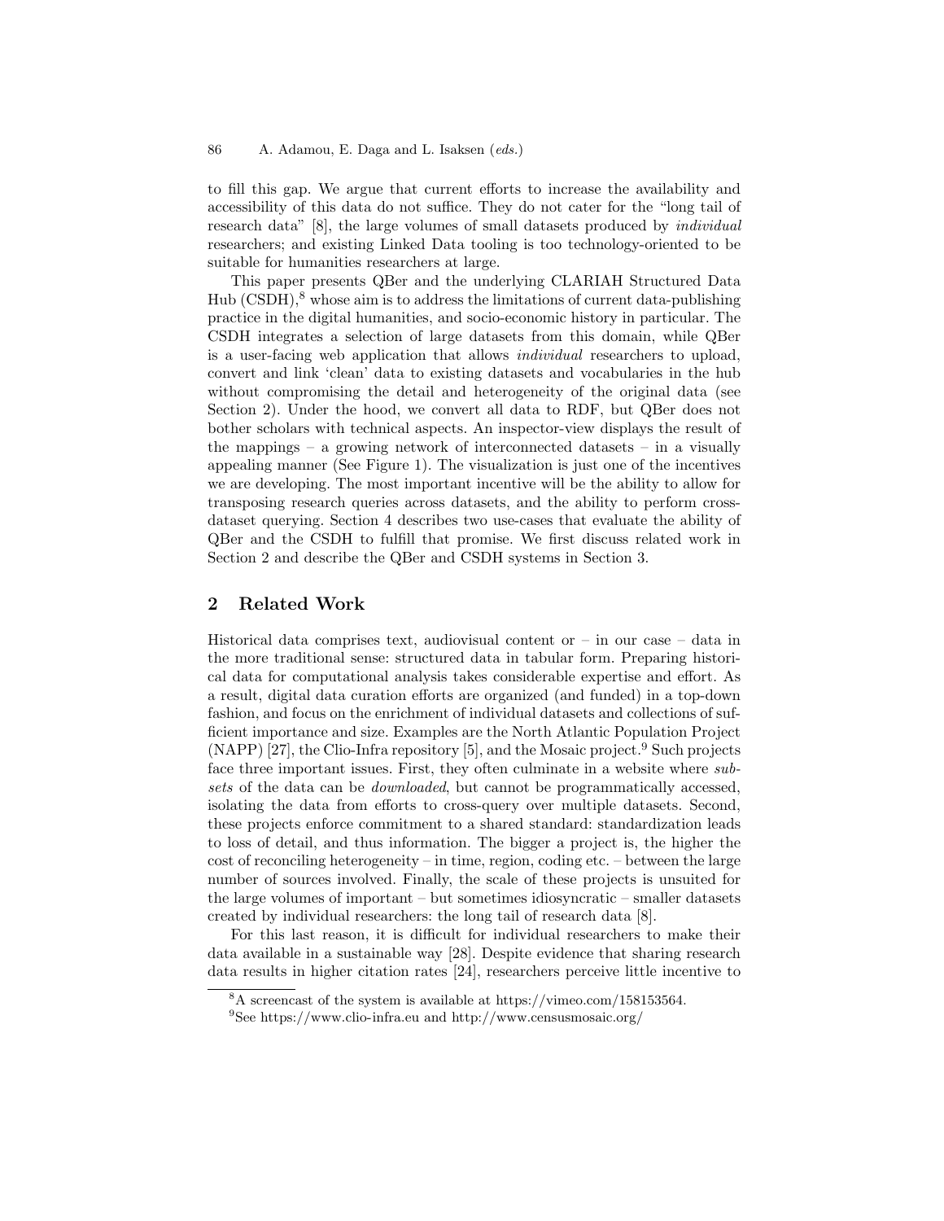to fill this gap. We argue that current efforts to increase the availability and accessibility of this data do not suffice. They do not cater for the "long tail of research data" [8], the large volumes of small datasets produced by *individual* researchers; and existing Linked Data tooling is too technology-oriented to be suitable for humanities researchers at large.

This paper presents QBer and the underlying CLARIAH Structured Data Hub (CSDH),[8] whose aim is to address the limitations of current data-publishing practice in the digital humanities, and socio-economic history in particular. The CSDH integrates a selection of large datasets from this domain, while QBer is a user-facing web application that allows *individual* researchers to upload, convert and link 'clean' data to existing datasets and vocabularies in the hub without compromising the detail and heterogeneity of the original data (see Section 2). Under the hood, we convert all data to RDF, but QBer does not bother scholars with technical aspects. An inspector-view displays the result of the mappings – a growing network of interconnected datasets – in a visually appealing manner (See Figure 1). The visualization is just one of the incentives we are developing. The most important incentive will be the ability to allow for transposing research queries across datasets, and the ability to perform cross-dataset querying. Section 4 describes two use-cases that evaluate the ability of QBer and the CSDH to fulfill that promise. We first discuss related work in Section 2 and describe the QBer and CSDH systems in Section 3.

## 2 Related Work

Historical data comprises text, audiovisual content or – in our case – data in the more traditional sense: structured data in tabular form. Preparing historical data for computational analysis takes considerable expertise and effort. As a result, digital data curation efforts are organized (and funded) in a top-down fashion, and focus on the enrichment of individual datasets and collections of sufficient importance and size. Examples are the North Atlantic Population Project (NAPP) [27], the Clio-Infra repository [5], and the Mosaic project.[9] Such projects face three important issues. First, they often culminate in a website where *subsets* of the data can be *downloaded*, but cannot be programmatically accessed, isolating the data from efforts to cross-query over multiple datasets. Second, these projects enforce commitment to a shared standard: standardization leads to loss of detail, and thus information. The bigger a project is, the higher the cost of reconciling heterogeneity – in time, region, coding etc. – between the large number of sources involved. Finally, the scale of these projects is unsuited for the large volumes of important – but sometimes idiosyncratic – smaller datasets created by individual researchers: the long tail of research data [8].

For this last reason, it is difficult for individual researchers to make their data available in a sustainable way [28]. Despite evidence that sharing research data results in higher citation rates [24], researchers perceive little incentive to

[8] A screencast of the system is available at https://vimeo.com/158153564.

[9] See https://www.clio-infra.eu and http://www.censusmosaic.org/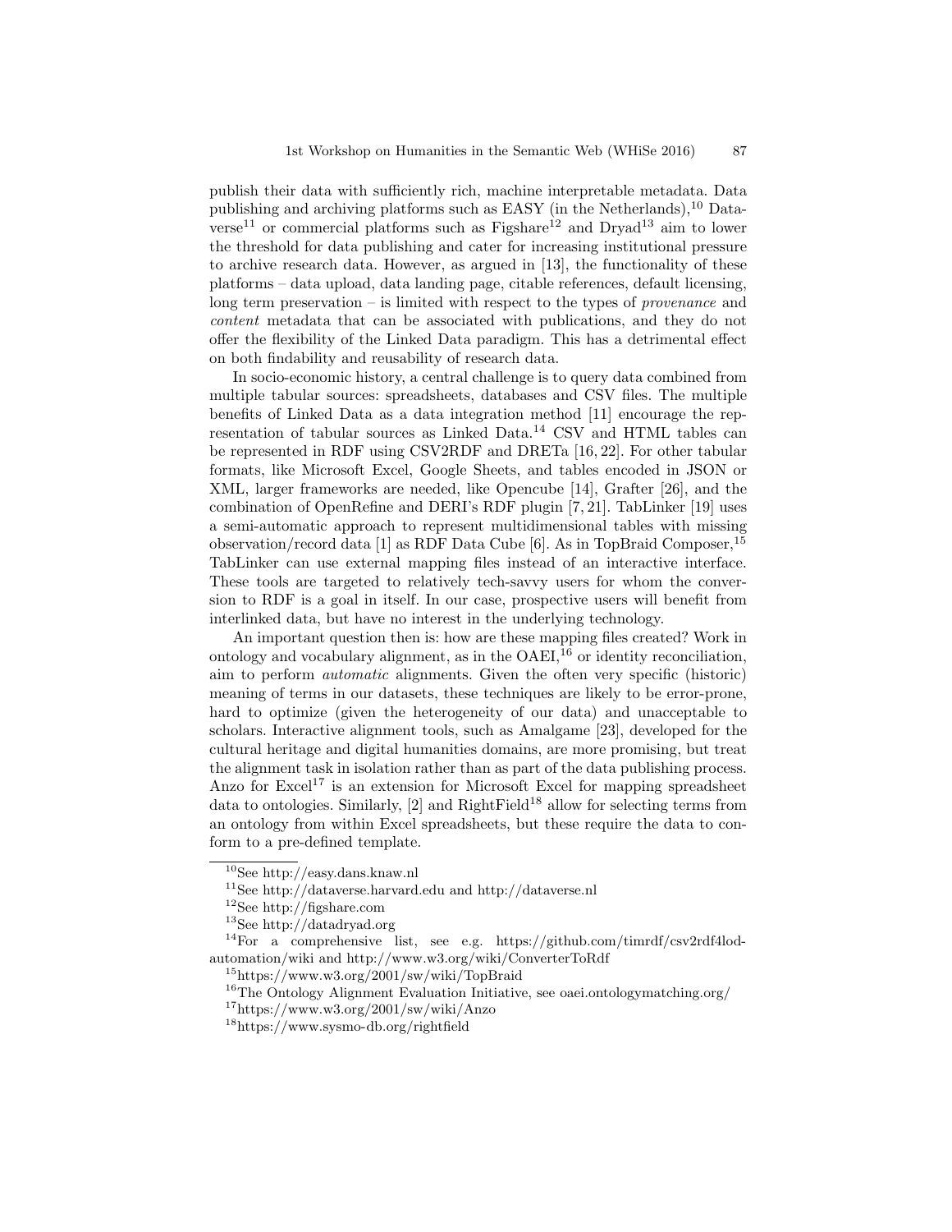publish their data with sufficiently rich, machine interpretable metadata. Data publishing and archiving platforms such as EASY (in the Netherlands),[10] Dataverse[11] or commercial platforms such as Figshare[12] and Dryad[13] aim to lower the threshold for data publishing and cater for increasing institutional pressure to archive research data. However, as argued in [13], the functionality of these platforms – data upload, data landing page, citable references, default licensing, long term preservation – is limited with respect to the types of *provenance* and *content* metadata that can be associated with publications, and they do not offer the flexibility of the Linked Data paradigm. This has a detrimental effect on both findability and reusability of research data.

In socio-economic history, a central challenge is to query data combined from multiple tabular sources: spreadsheets, databases and CSV files. The multiple benefits of Linked Data as a data integration method [11] encourage the representation of tabular sources as Linked Data.[14] CSV and HTML tables can be represented in RDF using CSV2RDF and DRETa [16, 22]. For other tabular formats, like Microsoft Excel, Google Sheets, and tables encoded in JSON or XML, larger frameworks are needed, like Opencube [14], Grafter [26], and the combination of OpenRefine and DERI's RDF plugin [7, 21]. TabLinker [19] uses a semi-automatic approach to represent multidimensional tables with missing observation/record data [1] as RDF Data Cube [6]. As in TopBraid Composer,[15] TabLinker can use external mapping files instead of an interactive interface. These tools are targeted to relatively tech-savvy users for whom the conversion to RDF is a goal in itself. In our case, prospective users will benefit from interlinked data, but have no interest in the underlying technology.

An important question then is: how are these mapping files created? Work in ontology and vocabulary alignment, as in the OAEI,[16] or identity reconciliation, aim to perform *automatic* alignments. Given the often very specific (historic) meaning of terms in our datasets, these techniques are likely to be error-prone, hard to optimize (given the heterogeneity of our data) and unacceptable to scholars. Interactive alignment tools, such as Amalgame [23], developed for the cultural heritage and digital humanities domains, are more promising, but treat the alignment task in isolation rather than as part of the data publishing process. Anzo for Excel[17] is an extension for Microsoft Excel for mapping spreadsheet data to ontologies. Similarly, [2] and RightField[18] allow for selecting terms from an ontology from within Excel spreadsheets, but these require the data to conform to a pre-defined template.

---

[10] See http://easy.dans.knaw.nl

[11] See http://dataverse.harvard.edu and http://dataverse.nl

[12] See http://figshare.com

[13] See http://datadryad.org

[14] For a comprehensive list, see e.g. https://github.com/timrdf/csv2rdf4lod-automation/wiki and http://www.w3.org/wiki/ConverterToRdf

[15] https://www.w3.org/2001/sw/wiki/TopBraid

[16] The Ontology Alignment Evaluation Initiative, see oaei.ontologymatching.org/

[17] https://www.w3.org/2001/sw/wiki/Anzo

[18] https://www.sysmo-db.org/rightfield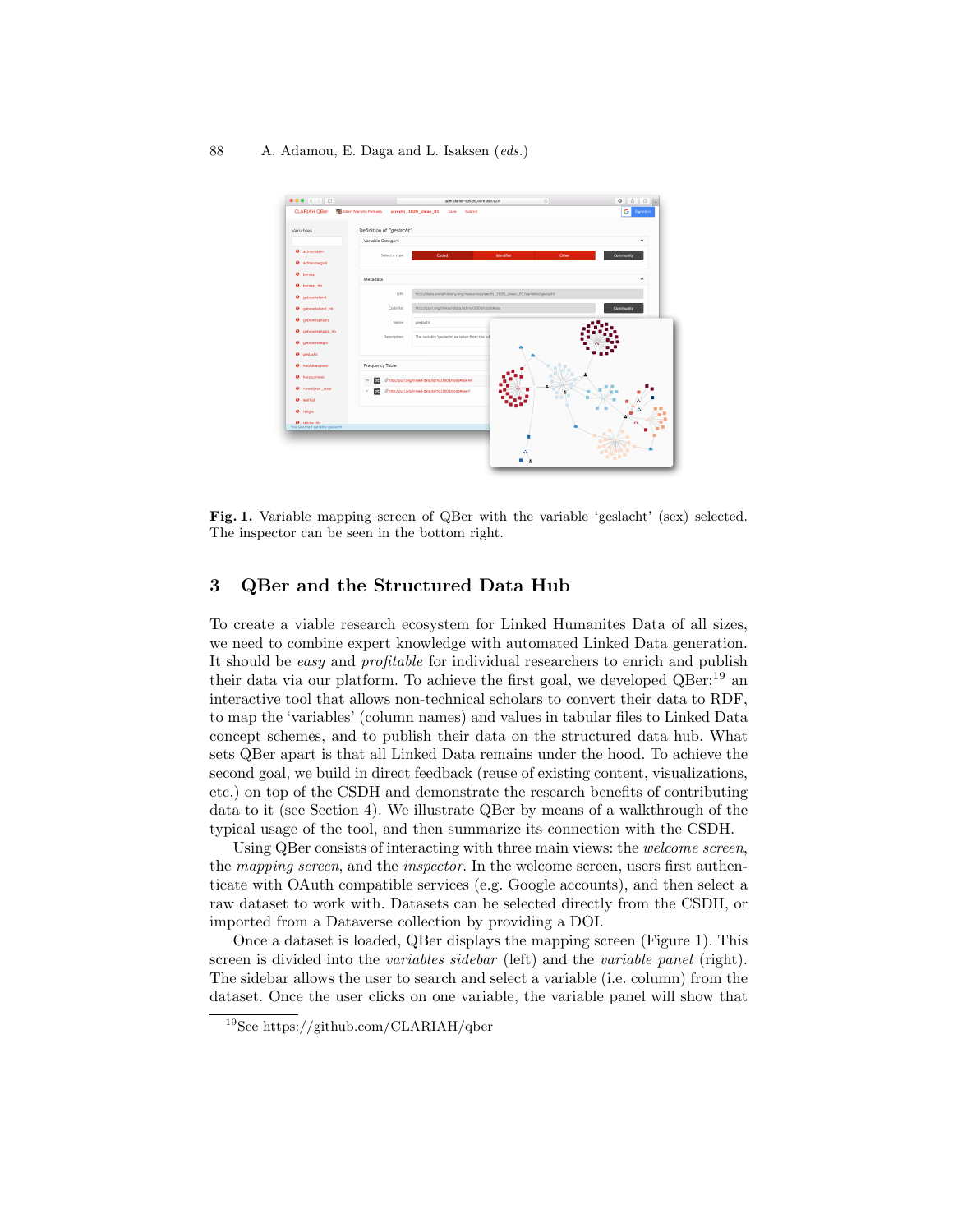**Fig. 1.** Variable mapping screen of QBer with the variable 'geslacht' (sex) selected. The inspector can be seen in the bottom right.

## 3 QBer and the Structured Data Hub

To create a viable research ecosystem for Linked Humanites Data of all sizes, we need to combine expert knowledge with automated Linked Data generation. It should be *easy* and *profitable* for individual researchers to enrich and publish their data via our platform. To achieve the first goal, we developed QBer;[19] an interactive tool that allows non-technical scholars to convert their data to RDF, to map the 'variables' (column names) and values in tabular files to Linked Data concept schemes, and to publish their data on the structured data hub. What sets QBer apart is that all Linked Data remains under the hood. To achieve the second goal, we build in direct feedback (reuse of existing content, visualizations, etc.) on top of the CSDH and demonstrate the research benefits of contributing data to it (see Section 4). We illustrate QBer by means of a walkthrough of the typical usage of the tool, and then summarize its connection with the CSDH.

Using QBer consists of interacting with three main views: the *welcome screen*, the *mapping screen*, and the *inspector*. In the welcome screen, users first authenticate with OAuth compatible services (e.g. Google accounts), and then select a raw dataset to work with. Datasets can be selected directly from the CSDH, or imported from a Dataverse collection by providing a DOI.

Once a dataset is loaded, QBer displays the mapping screen (Figure 1). This screen is divided into the *variables sidebar* (left) and the *variable panel* (right). The sidebar allows the user to search and select a variable (i.e. column) from the dataset. Once the user clicks on one variable, the variable panel will show that

[19] See https://github.com/CLARIAH/qber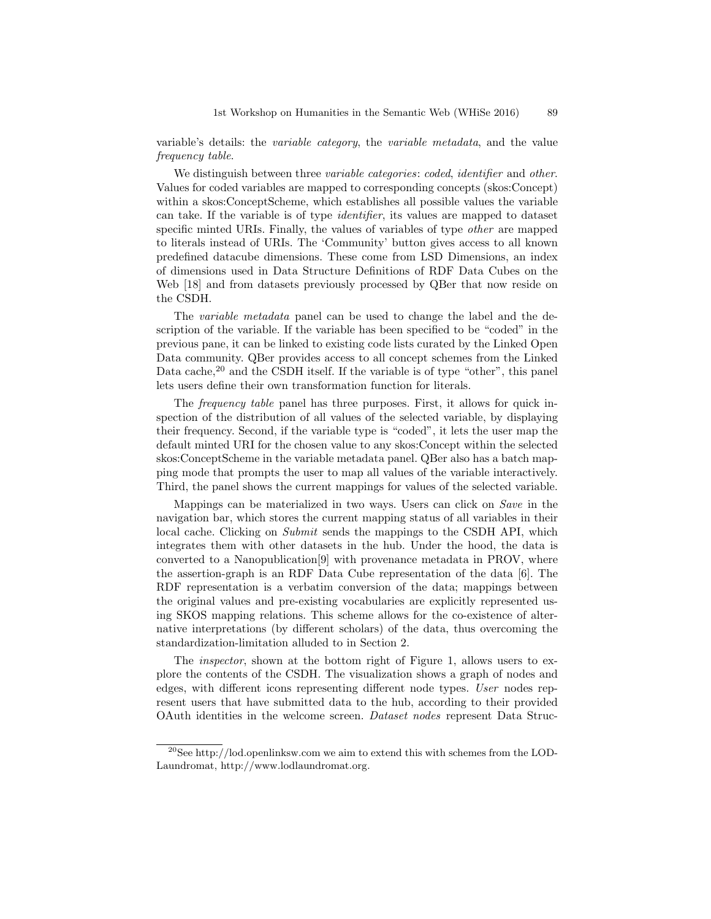variable's details: the *variable category*, the *variable metadata*, and the value *frequency table*.

We distinguish between three *variable categories*: *coded*, *identifier* and *other*. Values for coded variables are mapped to corresponding concepts (skos:Concept) within a skos:ConceptScheme, which establishes all possible values the variable can take. If the variable is of type *identifier*, its values are mapped to dataset specific minted URIs. Finally, the values of variables of type *other* are mapped to literals instead of URIs. The 'Community' button gives access to all known predefined datacube dimensions. These come from LSD Dimensions, an index of dimensions used in Data Structure Definitions of RDF Data Cubes on the Web [18] and from datasets previously processed by QBer that now reside on the CSDH.

The *variable metadata* panel can be used to change the label and the description of the variable. If the variable has been specified to be "coded" in the previous pane, it can be linked to existing code lists curated by the Linked Open Data community. QBer provides access to all concept schemes from the Linked Data cache,[20] and the CSDH itself. If the variable is of type "other", this panel lets users define their own transformation function for literals.

The *frequency table* panel has three purposes. First, it allows for quick inspection of the distribution of all values of the selected variable, by displaying their frequency. Second, if the variable type is "coded", it lets the user map the default minted URI for the chosen value to any skos:Concept within the selected skos:ConceptScheme in the variable metadata panel. QBer also has a batch mapping mode that prompts the user to map all values of the variable interactively. Third, the panel shows the current mappings for values of the selected variable.

Mappings can be materialized in two ways. Users can click on *Save* in the navigation bar, which stores the current mapping status of all variables in their local cache. Clicking on *Submit* sends the mappings to the CSDH API, which integrates them with other datasets in the hub. Under the hood, the data is converted to a Nanopublication[9] with provenance metadata in PROV, where the assertion-graph is an RDF Data Cube representation of the data [6]. The RDF representation is a verbatim conversion of the data; mappings between the original values and pre-existing vocabularies are explicitly represented using SKOS mapping relations. This scheme allows for the co-existence of alternative interpretations (by different scholars) of the data, thus overcoming the standardization-limitation alluded to in Section 2.

The *inspector*, shown at the bottom right of Figure 1, allows users to explore the contents of the CSDH. The visualization shows a graph of nodes and edges, with different icons representing different node types. *User* nodes represent users that have submitted data to the hub, according to their provided OAuth identities in the welcome screen. *Dataset nodes* represent Data Struc-

[20] See http://lod.openlinksw.com we aim to extend this with schemes from the LOD-Laundromat, http://www.lodlaundromat.org.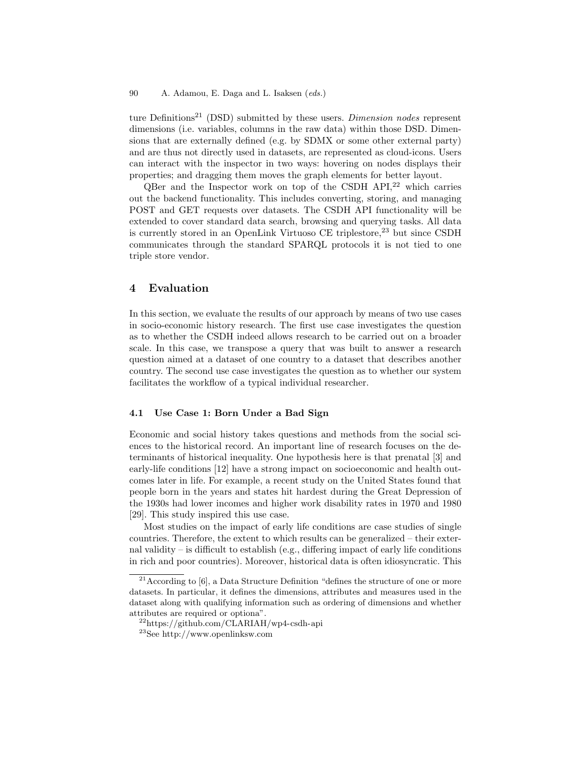ture Definitions[21] (DSD) submitted by these users. *Dimension nodes* represent dimensions (i.e. variables, columns in the raw data) within those DSD. Dimensions that are externally defined (e.g. by SDMX or some other external party) and are thus not directly used in datasets, are represented as cloud-icons. Users can interact with the inspector in two ways: hovering on nodes displays their properties; and dragging them moves the graph elements for better layout.

QBer and the Inspector work on top of the CSDH API,[22] which carries out the backend functionality. This includes converting, storing, and managing POST and GET requests over datasets. The CSDH API functionality will be extended to cover standard data search, browsing and querying tasks. All data is currently stored in an OpenLink Virtuoso CE triplestore,[23] but since CSDH communicates through the standard SPARQL protocols it is not tied to one triple store vendor.

## 4 Evaluation

In this section, we evaluate the results of our approach by means of two use cases in socio-economic history research. The first use case investigates the question as to whether the CSDH indeed allows research to be carried out on a broader scale. In this case, we transpose a query that was built to answer a research question aimed at a dataset of one country to a dataset that describes another country. The second use case investigates the question as to whether our system facilitates the workflow of a typical individual researcher.

### 4.1 Use Case 1: Born Under a Bad Sign

Economic and social history takes questions and methods from the social sciences to the historical record. An important line of research focuses on the determinants of historical inequality. One hypothesis here is that prenatal [3] and early-life conditions [12] have a strong impact on socioeconomic and health outcomes later in life. For example, a recent study on the United States found that people born in the years and states hit hardest during the Great Depression of the 1930s had lower incomes and higher work disability rates in 1970 and 1980 [29]. This study inspired this use case.

Most studies on the impact of early life conditions are case studies of single countries. Therefore, the extent to which results can be generalized – their external validity – is difficult to establish (e.g., differing impact of early life conditions in rich and poor countries). Moreover, historical data is often idiosyncratic. This

[21] According to [6], a Data Structure Definition "defines the structure of one or more datasets. In particular, it defines the dimensions, attributes and measures used in the dataset along with qualifying information such as ordering of dimensions and whether attributes are required or optiona".

[22] https://github.com/CLARIAH/wp4-csdh-api

[23] See http://www.openlinksw.com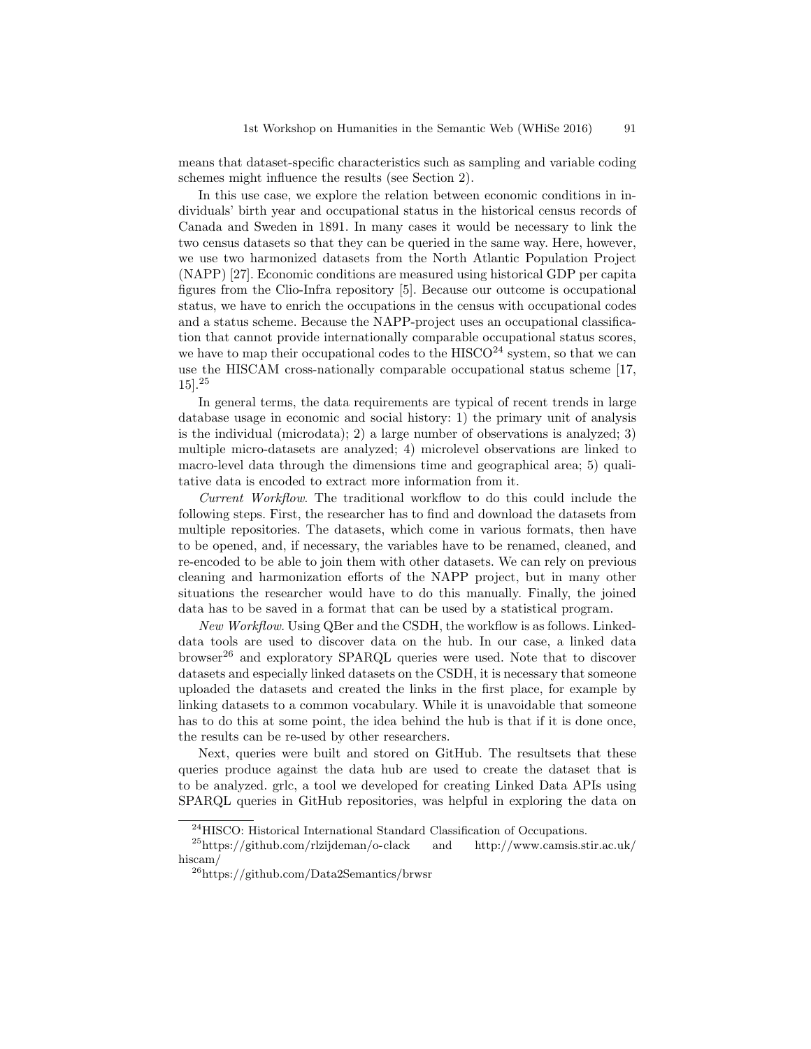means that dataset-specific characteristics such as sampling and variable coding schemes might influence the results (see Section 2).

In this use case, we explore the relation between economic conditions in individuals' birth year and occupational status in the historical census records of Canada and Sweden in 1891. In many cases it would be necessary to link the two census datasets so that they can be queried in the same way. Here, however, we use two harmonized datasets from the North Atlantic Population Project (NAPP) [27]. Economic conditions are measured using historical GDP per capita figures from the Clio-Infra repository [5]. Because our outcome is occupational status, we have to enrich the occupations in the census with occupational codes and a status scheme. Because the NAPP-project uses an occupational classification that cannot provide internationally comparable occupational status scores, we have to map their occupational codes to the HISCO[24] system, so that we can use the HISCAM cross-nationally comparable occupational status scheme [17, 15].[25]

In general terms, the data requirements are typical of recent trends in large database usage in economic and social history: 1) the primary unit of analysis is the individual (microdata); 2) a large number of observations is analyzed; 3) multiple micro-datasets are analyzed; 4) microlevel observations are linked to macro-level data through the dimensions time and geographical area; 5) qualitative data is encoded to extract more information from it.

*Current Workflow.* The traditional workflow to do this could include the following steps. First, the researcher has to find and download the datasets from multiple repositories. The datasets, which come in various formats, then have to be opened, and, if necessary, the variables have to be renamed, cleaned, and re-encoded to be able to join them with other datasets. We can rely on previous cleaning and harmonization efforts of the NAPP project, but in many other situations the researcher would have to do this manually. Finally, the joined data has to be saved in a format that can be used by a statistical program.

*New Workflow.* Using QBer and the CSDH, the workflow is as follows. Linked-data tools are used to discover data on the hub. In our case, a linked data browser[26] and exploratory SPARQL queries were used. Note that to discover datasets and especially linked datasets on the CSDH, it is necessary that someone uploaded the datasets and created the links in the first place, for example by linking datasets to a common vocabulary. While it is unavoidable that someone has to do this at some point, the idea behind the hub is that if it is done once, the results can be re-used by other researchers.

Next, queries were built and stored on GitHub. The resultsets that these queries produce against the data hub are used to create the dataset that is to be analyzed. grlc, a tool we developed for creating Linked Data APIs using SPARQL queries in GitHub repositories, was helpful in exploring the data on

[24] HISCO: Historical International Standard Classification of Occupations.

[25] https://github.com/rlzijdeman/o-clack and http://www.camsis.stir.ac.uk/hiscam/

[26] https://github.com/Data2Semantics/brwsr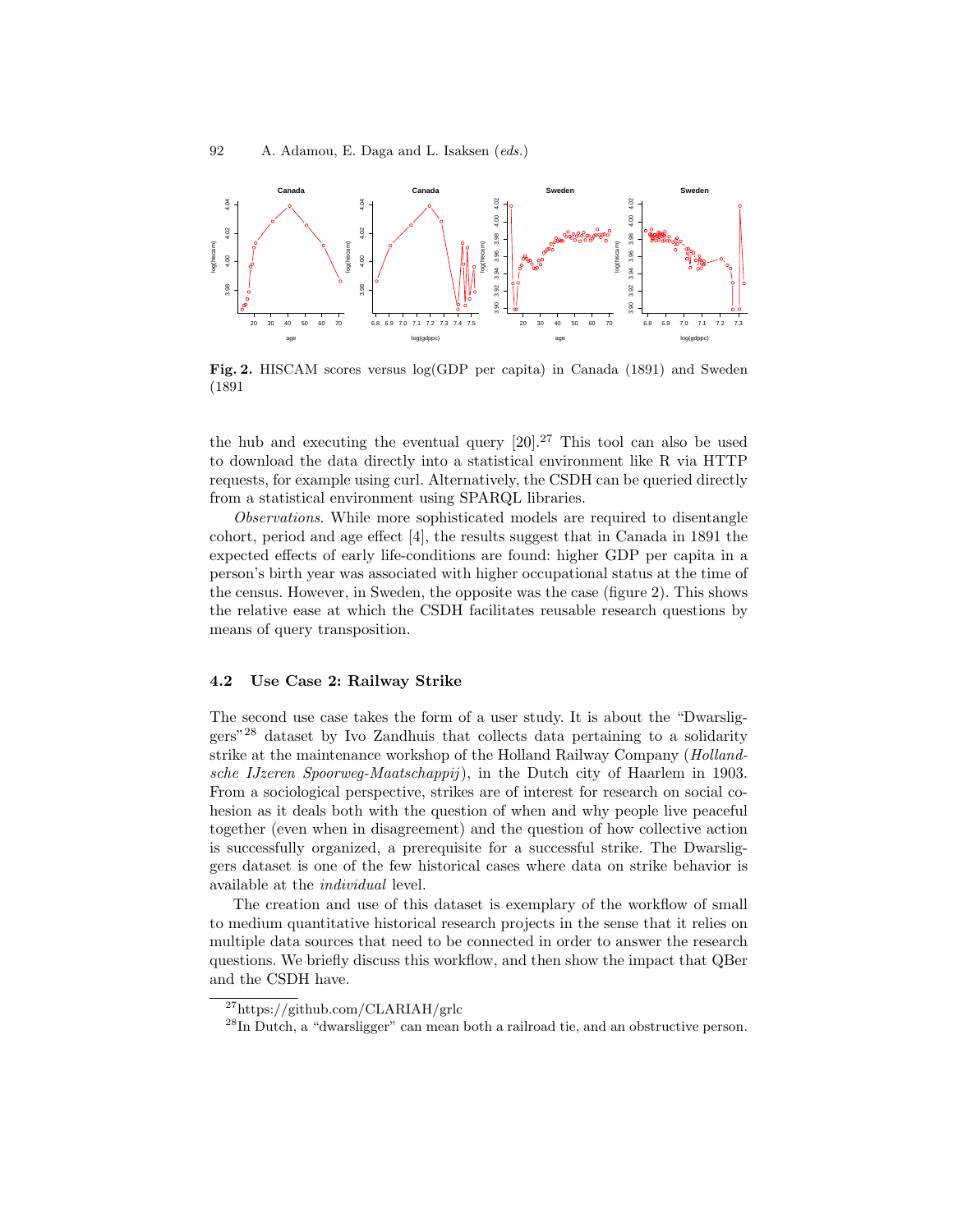Fig. 2. HISCAM scores versus log(GDP per capita) in Canada (1891) and Sweden (1891

the hub and executing the eventual query [20].[27] This tool can also be used to download the data directly into a statistical environment like R via HTTP requests, for example using curl. Alternatively, the CSDH can be queried directly from a statistical environment using SPARQL libraries.

*Observations*. While more sophisticated models are required to disentangle cohort, period and age effect [4], the results suggest that in Canada in 1891 the expected effects of early life-conditions are found: higher GDP per capita in a person's birth year was associated with higher occupational status at the time of the census. However, in Sweden, the opposite was the case (figure 2). This shows the relative ease at which the CSDH facilitates reusable research questions by means of query transposition.

### 4.2 Use Case 2: Railway Strike

The second use case takes the form of a user study. It is about the "Dwarsliggers"[28] dataset by Ivo Zandhuis that collects data pertaining to a solidarity strike at the maintenance workshop of the Holland Railway Company (*Hollandsche IJzeren Spoorweg-Maatschappij*), in the Dutch city of Haarlem in 1903. From a sociological perspective, strikes are of interest for research on social cohesion as it deals both with the question of when and why people live peaceful together (even when in disagreement) and the question of how collective action is successfully organized, a prerequisite for a successful strike. The Dwarsliggers dataset is one of the few historical cases where data on strike behavior is available at the *individual* level.

The creation and use of this dataset is exemplary of the workflow of small to medium quantitative historical research projects in the sense that it relies on multiple data sources that need to be connected in order to answer the research questions. We briefly discuss this workflow, and then show the impact that QBer and the CSDH have.

[27] https://github.com/CLARIAH/grlc

[28] In Dutch, a "dwarsligger" can mean both a railroad tie, and an obstructive person.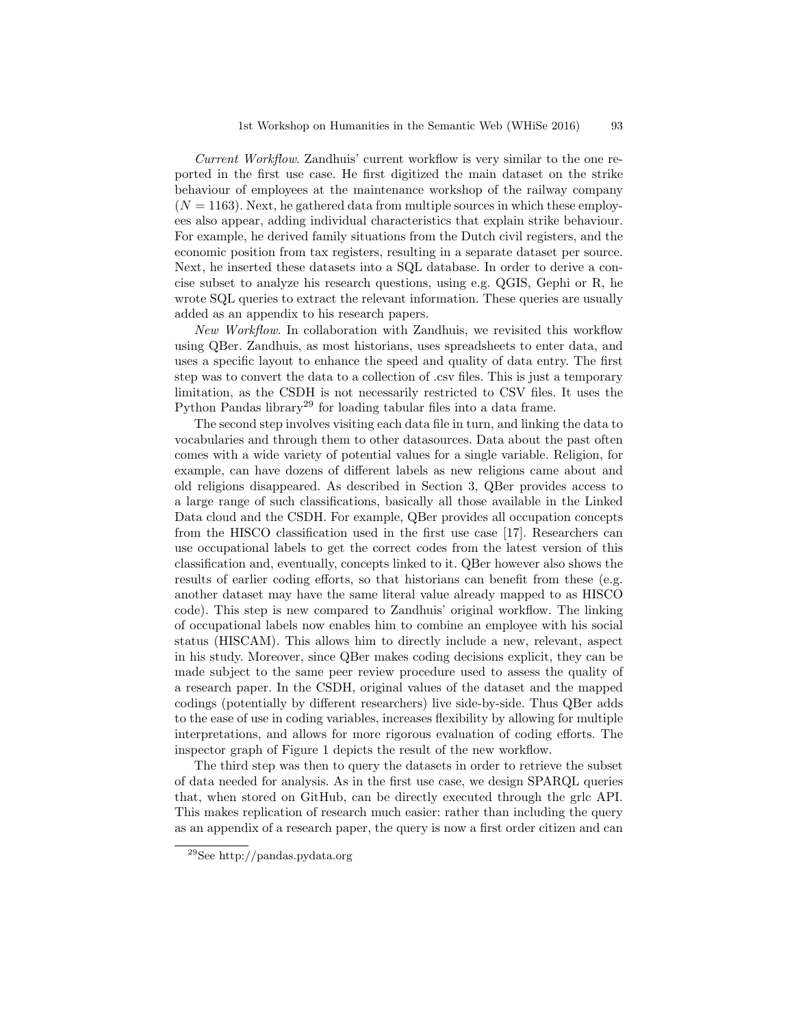*Current Workflow*. Zandhuis' current workflow is very similar to the one reported in the first use case. He first digitized the main dataset on the strike behaviour of employees at the maintenance workshop of the railway company ($N = 1163$). Next, he gathered data from multiple sources in which these employees also appear, adding individual characteristics that explain strike behaviour. For example, he derived family situations from the Dutch civil registers, and the economic position from tax registers, resulting in a separate dataset per source. Next, he inserted these datasets into a SQL database. In order to derive a concise subset to analyze his research questions, using e.g. QGIS, Gephi or R, he wrote SQL queries to extract the relevant information. These queries are usually added as an appendix to his research papers.

*New Workflow*. In collaboration with Zandhuis, we revisited this workflow using QBer. Zandhuis, as most historians, uses spreadsheets to enter data, and uses a specific layout to enhance the speed and quality of data entry. The first step was to convert the data to a collection of .csv files. This is just a temporary limitation, as the CSDH is not necessarily restricted to CSV files. It uses the Python Pandas library[29] for loading tabular files into a data frame.

The second step involves visiting each data file in turn, and linking the data to vocabularies and through them to other datasources. Data about the past often comes with a wide variety of potential values for a single variable. Religion, for example, can have dozens of different labels as new religions came about and old religions disappeared. As described in Section 3, QBer provides access to a large range of such classifications, basically all those available in the Linked Data cloud and the CSDH. For example, QBer provides all occupation concepts from the HISCO classification used in the first use case [17]. Researchers can use occupational labels to get the correct codes from the latest version of this classification and, eventually, concepts linked to it. QBer however also shows the results of earlier coding efforts, so that historians can benefit from these (e.g. another dataset may have the same literal value already mapped to as HISCO code). This step is new compared to Zandhuis' original workflow. The linking of occupational labels now enables him to combine an employee with his social status (HISCAM). This allows him to directly include a new, relevant, aspect in his study. Moreover, since QBer makes coding decisions explicit, they can be made subject to the same peer review procedure used to assess the quality of a research paper. In the CSDH, original values of the dataset and the mapped codings (potentially by different researchers) live side-by-side. Thus QBer adds to the ease of use in coding variables, increases flexibility by allowing for multiple interpretations, and allows for more rigorous evaluation of coding efforts. The inspector graph of Figure 1 depicts the result of the new workflow.

The third step was then to query the datasets in order to retrieve the subset of data needed for analysis. As in the first use case, we design SPARQL queries that, when stored on GitHub, can be directly executed through the grlc API. This makes replication of research much easier: rather than including the query as an appendix of a research paper, the query is now a first order citizen and can

[29] See http://pandas.pydata.org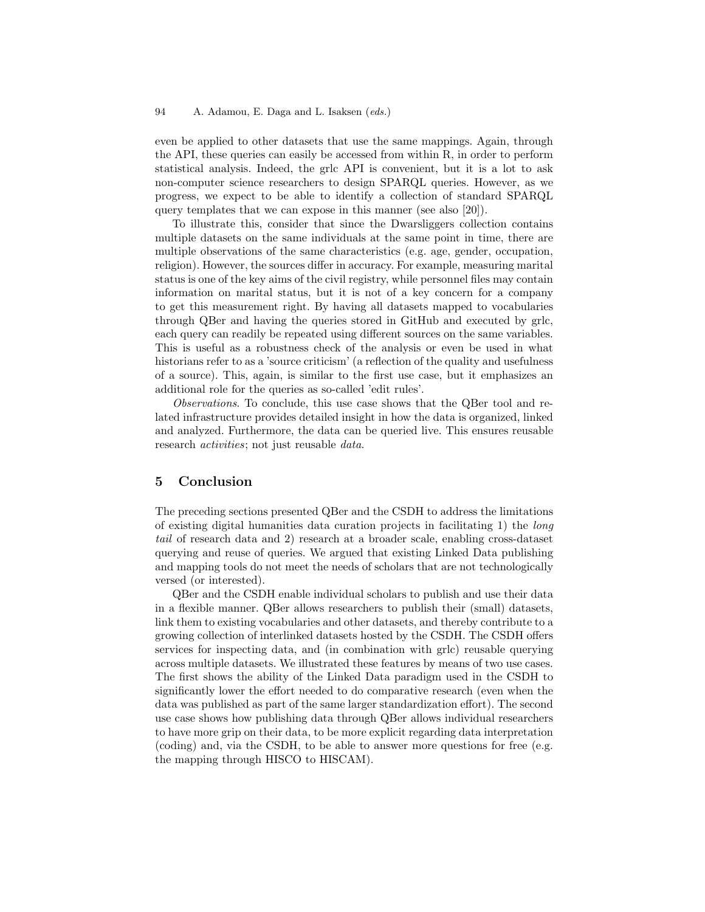even be applied to other datasets that use the same mappings. Again, through the API, these queries can easily be accessed from within R, in order to perform statistical analysis. Indeed, the grlc API is convenient, but it is a lot to ask non-computer science researchers to design SPARQL queries. However, as we progress, we expect to be able to identify a collection of standard SPARQL query templates that we can expose in this manner (see also [20]).

To illustrate this, consider that since the Dwarsliggers collection contains multiple datasets on the same individuals at the same point in time, there are multiple observations of the same characteristics (e.g. age, gender, occupation, religion). However, the sources differ in accuracy. For example, measuring marital status is one of the key aims of the civil registry, while personnel files may contain information on marital status, but it is not of a key concern for a company to get this measurement right. By having all datasets mapped to vocabularies through QBer and having the queries stored in GitHub and executed by grlc, each query can readily be repeated using different sources on the same variables. This is useful as a robustness check of the analysis or even be used in what historians refer to as a 'source criticism' (a reflection of the quality and usefulness of a source). This, again, is similar to the first use case, but it emphasizes an additional role for the queries as so-called 'edit rules'.

*Observations.* To conclude, this use case shows that the QBer tool and related infrastructure provides detailed insight in how the data is organized, linked and analyzed. Furthermore, the data can be queried live. This ensures reusable research *activities*; not just reusable *data*.

## 5 Conclusion

The preceding sections presented QBer and the CSDH to address the limitations of existing digital humanities data curation projects in facilitating 1) the *long tail* of research data and 2) research at a broader scale, enabling cross-dataset querying and reuse of queries. We argued that existing Linked Data publishing and mapping tools do not meet the needs of scholars that are not technologically versed (or interested).

QBer and the CSDH enable individual scholars to publish and use their data in a flexible manner. QBer allows researchers to publish their (small) datasets, link them to existing vocabularies and other datasets, and thereby contribute to a growing collection of interlinked datasets hosted by the CSDH. The CSDH offers services for inspecting data, and (in combination with grlc) reusable querying across multiple datasets. We illustrated these features by means of two use cases. The first shows the ability of the Linked Data paradigm used in the CSDH to significantly lower the effort needed to do comparative research (even when the data was published as part of the same larger standardization effort). The second use case shows how publishing data through QBer allows individual researchers to have more grip on their data, to be more explicit regarding data interpretation (coding) and, via the CSDH, to be able to answer more questions for free (e.g. the mapping through HISCO to HISCAM).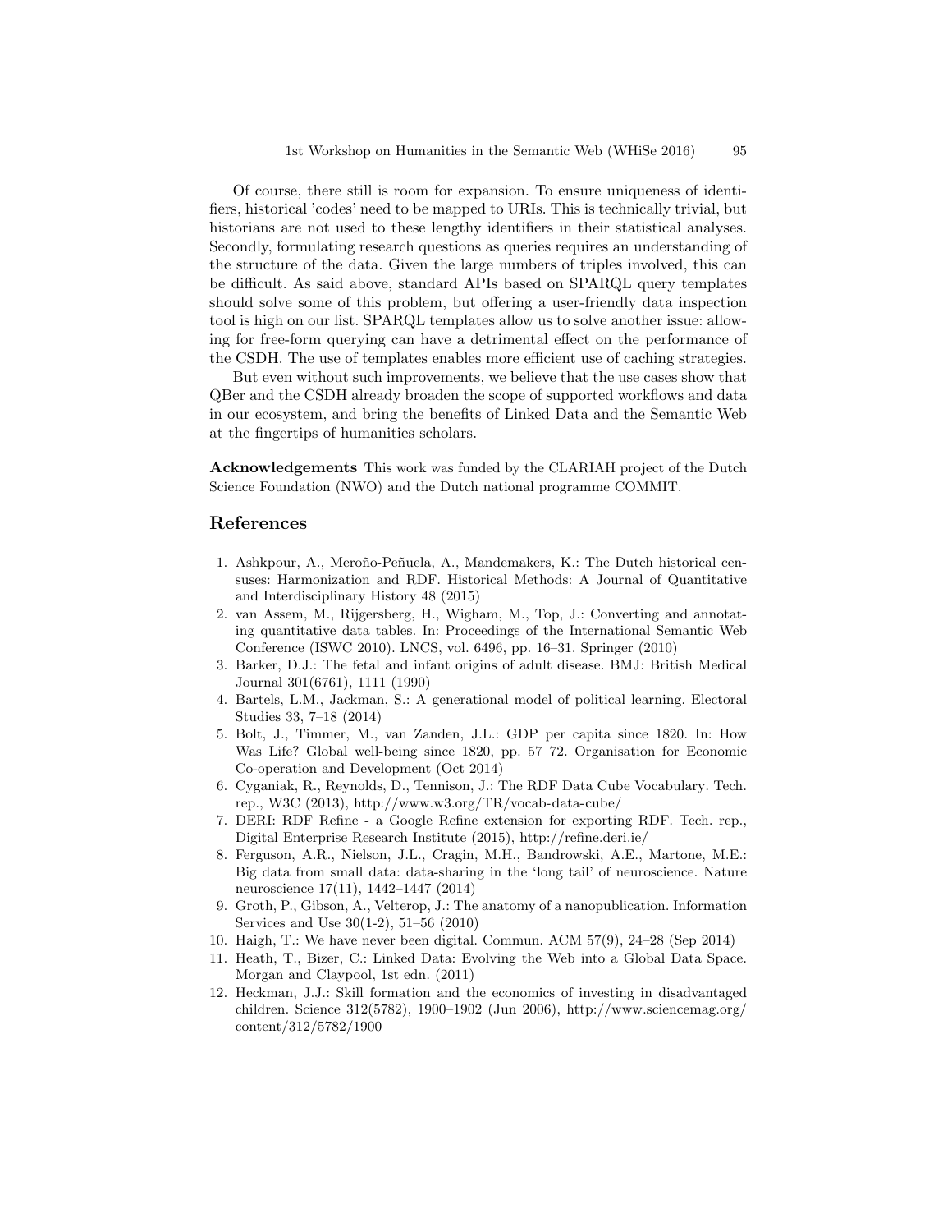Of course, there still is room for expansion. To ensure uniqueness of identifiers, historical 'codes' need to be mapped to URIs. This is technically trivial, but historians are not used to these lengthy identifiers in their statistical analyses. Secondly, formulating research questions as queries requires an understanding of the structure of the data. Given the large numbers of triples involved, this can be difficult. As said above, standard APIs based on SPARQL query templates should solve some of this problem, but offering a user-friendly data inspection tool is high on our list. SPARQL templates allow us to solve another issue: allowing for free-form querying can have a detrimental effect on the performance of the CSDH. The use of templates enables more efficient use of caching strategies.

But even without such improvements, we believe that the use cases show that QBer and the CSDH already broaden the scope of supported workflows and data in our ecosystem, and bring the benefits of Linked Data and the Semantic Web at the fingertips of humanities scholars.

**Acknowledgements** This work was funded by the CLARIAH project of the Dutch Science Foundation (NWO) and the Dutch national programme COMMIT.

## References

1. Ashkpour, A., Meroño-Peñuela, A., Mandemakers, K.: The Dutch historical censuses: Harmonization and RDF. Historical Methods: A Journal of Quantitative and Interdisciplinary History 48 (2015)
2. van Assem, M., Rijgersberg, H., Wigham, M., Top, J.: Converting and annotating quantitative data tables. In: Proceedings of the International Semantic Web Conference (ISWC 2010). LNCS, vol. 6496, pp. 16–31. Springer (2010)
3. Barker, D.J.: The fetal and infant origins of adult disease. BMJ: British Medical Journal 301(6761), 1111 (1990)
4. Bartels, L.M., Jackman, S.: A generational model of political learning. Electoral Studies 33, 7–18 (2014)
5. Bolt, J., Timmer, M., van Zanden, J.L.: GDP per capita since 1820. In: How Was Life? Global well-being since 1820, pp. 57–72. Organisation for Economic Co-operation and Development (Oct 2014)
6. Cyganiak, R., Reynolds, D., Tennison, J.: The RDF Data Cube Vocabulary. Tech. rep., W3C (2013), http://www.w3.org/TR/vocab-data-cube/
7. DERI: RDF Refine - a Google Refine extension for exporting RDF. Tech. rep., Digital Enterprise Research Institute (2015), http://refine.deri.ie/
8. Ferguson, A.R., Nielson, J.L., Cragin, M.H., Bandrowski, A.E., Martone, M.E.: Big data from small data: data-sharing in the 'long tail' of neuroscience. Nature neuroscience 17(11), 1442–1447 (2014)
9. Groth, P., Gibson, A., Velterop, J.: The anatomy of a nanopublication. Information Services and Use 30(1-2), 51–56 (2010)
10. Haigh, T.: We have never been digital. Commun. ACM 57(9), 24–28 (Sep 2014)
11. Heath, T., Bizer, C.: Linked Data: Evolving the Web into a Global Data Space. Morgan and Claypool, 1st edn. (2011)
12. Heckman, J.J.: Skill formation and the economics of investing in disadvantaged children. Science 312(5782), 1900–1902 (Jun 2006), http://www.sciencemag.org/content/312/5782/1900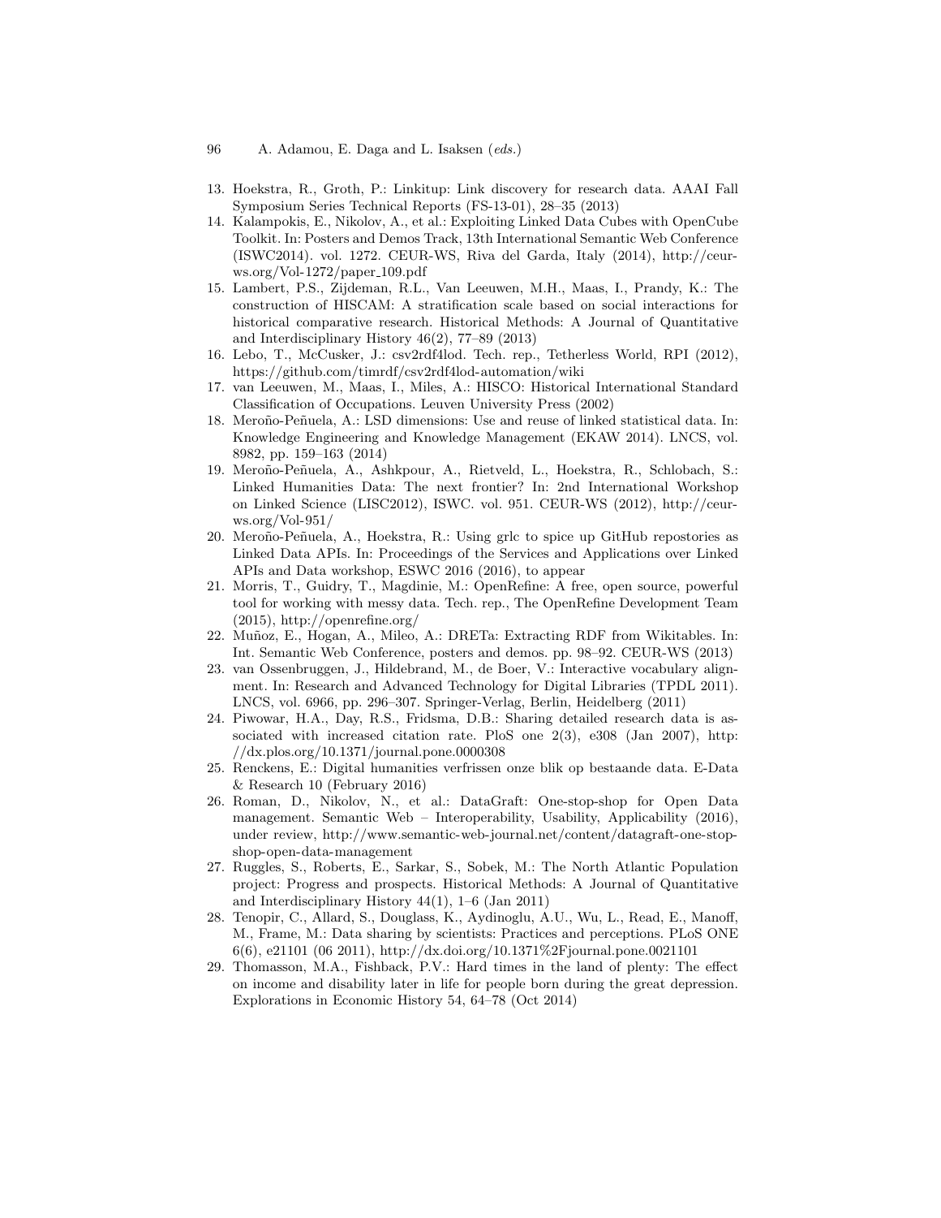13. Hoekstra, R., Groth, P.: Linkitup: Link discovery for research data. AAAI Fall Symposium Series Technical Reports (FS-13-01), 28–35 (2013)
14. Kalampokis, E., Nikolov, A., et al.: Exploiting Linked Data Cubes with OpenCube Toolkit. In: Posters and Demos Track, 13th International Semantic Web Conference (ISWC2014). vol. 1272. CEUR-WS, Riva del Garda, Italy (2014), http://ceur-ws.org/Vol-1272/paper_109.pdf
15. Lambert, P.S., Zijdeman, R.L., Van Leeuwen, M.H., Maas, I., Prandy, K.: The construction of HISCAM: A stratification scale based on social interactions for historical comparative research. Historical Methods: A Journal of Quantitative and Interdisciplinary History 46(2), 77–89 (2013)
16. Lebo, T., McCusker, J.: csv2rdf4lod. Tech. rep., Tetherless World, RPI (2012), https://github.com/timrdf/csv2rdf4lod-automation/wiki
17. van Leeuwen, M., Maas, I., Miles, A.: HISCO: Historical International Standard Classification of Occupations. Leuven University Press (2002)
18. Meroño-Peñuela, A.: LSD dimensions: Use and reuse of linked statistical data. In: Knowledge Engineering and Knowledge Management (EKAW 2014). LNCS, vol. 8982, pp. 159–163 (2014)
19. Meroño-Peñuela, A., Ashkpour, A., Rietveld, L., Hoekstra, R., Schlobach, S.: Linked Humanities Data: The next frontier? In: 2nd International Workshop on Linked Science (LISC2012), ISWC. vol. 951. CEUR-WS (2012), http://ceur-ws.org/Vol-951/
20. Meroño-Peñuela, A., Hoekstra, R.: Using grlc to spice up GitHub repostories as Linked Data APIs. In: Proceedings of the Services and Applications over Linked APIs and Data workshop, ESWC 2016 (2016), to appear
21. Morris, T., Guidry, T., Magdinie, M.: OpenRefine: A free, open source, powerful tool for working with messy data. Tech. rep., The OpenRefine Development Team (2015), http://openrefine.org/
22. Muñoz, E., Hogan, A., Mileo, A.: DRETa: Extracting RDF from Wikitables. In: Int. Semantic Web Conference, posters and demos. pp. 98–92. CEUR-WS (2013)
23. van Ossenbruggen, J., Hildebrand, M., de Boer, V.: Interactive vocabulary alignment. In: Research and Advanced Technology for Digital Libraries (TPDL 2011). LNCS, vol. 6966, pp. 296–307. Springer-Verlag, Berlin, Heidelberg (2011)
24. Piwowar, H.A., Day, R.S., Fridsma, D.B.: Sharing detailed research data is associated with increased citation rate. PloS one 2(3), e308 (Jan 2007), http://dx.plos.org/10.1371/journal.pone.0000308
25. Renckens, E.: Digital humanities verfrissen onze blik op bestaande data. E-Data & Research 10 (February 2016)
26. Roman, D., Nikolov, N., et al.: DataGraft: One-stop-shop for Open Data management. Semantic Web – Interoperability, Usability, Applicability (2016), under review, http://www.semantic-web-journal.net/content/datagraft-one-stop-shop-open-data-management
27. Ruggles, S., Roberts, E., Sarkar, S., Sobek, M.: The North Atlantic Population project: Progress and prospects. Historical Methods: A Journal of Quantitative and Interdisciplinary History 44(1), 1–6 (Jan 2011)
28. Tenopir, C., Allard, S., Douglass, K., Aydinoglu, A.U., Wu, L., Read, E., Manoff, M., Frame, M.: Data sharing by scientists: Practices and perceptions. PLoS ONE 6(6), e21101 (06 2011), http://dx.doi.org/10.1371%2Fjournal.pone.0021101
29. Thomasson, M.A., Fishback, P.V.: Hard times in the land of plenty: The effect on income and disability later in life for people born during the great depression. Explorations in Economic History 54, 64–78 (Oct 2014)